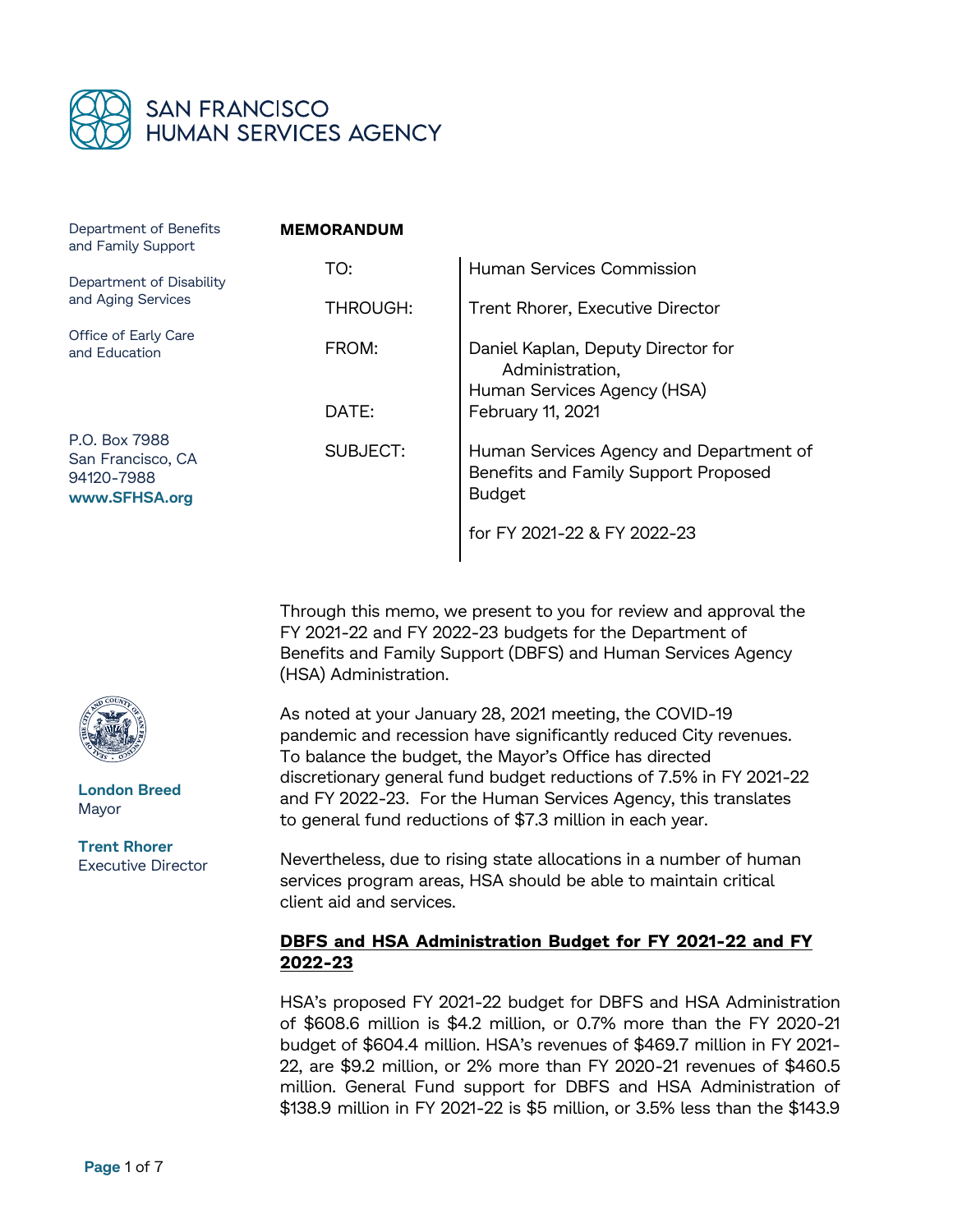SAN FRANCISCO HUMAN SERVICES AGENCY

Department of Benefits and Family Support

Department of Disability and Aging Services

Office of Early Care and Education

P.O. Box 7988
San Francisco, CA
94120-7988
**www.SFHSA.org**

**London Breed**
Mayor

**Trent Rhorer**
Executive Director

**MEMORANDUM**

| | |
|---|---|
| TO: | Human Services Commission |
| THROUGH: | Trent Rhorer, Executive Director |
| FROM: | Daniel Kaplan, Deputy Director for Administration, Human Services Agency (HSA) |
| DATE: | February 11, 2021 |
| SUBJECT: | Human Services Agency and Department of Benefits and Family Support Proposed Budget for FY 2021-22 & FY 2022-23 |

Through this memo, we present to you for review and approval the FY 2021-22 and FY 2022-23 budgets for the Department of Benefits and Family Support (DBFS) and Human Services Agency (HSA) Administration.

As noted at your January 28, 2021 meeting, the COVID-19 pandemic and recession have significantly reduced City revenues. To balance the budget, the Mayor's Office has directed discretionary general fund budget reductions of 7.5% in FY 2021-22 and FY 2022-23. For the Human Services Agency, this translates to general fund reductions of $7.3 million in each year.

Nevertheless, due to rising state allocations in a number of human services program areas, HSA should be able to maintain critical client aid and services.

**DBFS and HSA Administration Budget for FY 2021-22 and FY 2022-23**

HSA's proposed FY 2021-22 budget for DBFS and HSA Administration of $608.6 million is $4.2 million, or 0.7% more than the FY 2020-21 budget of $604.4 million. HSA's revenues of $469.7 million in FY 2021-22, are $9.2 million, or 2% more than FY 2020-21 revenues of $460.5 million. General Fund support for DBFS and HSA Administration of $138.9 million in FY 2021-22 is $5 million, or 3.5% less than the $143.9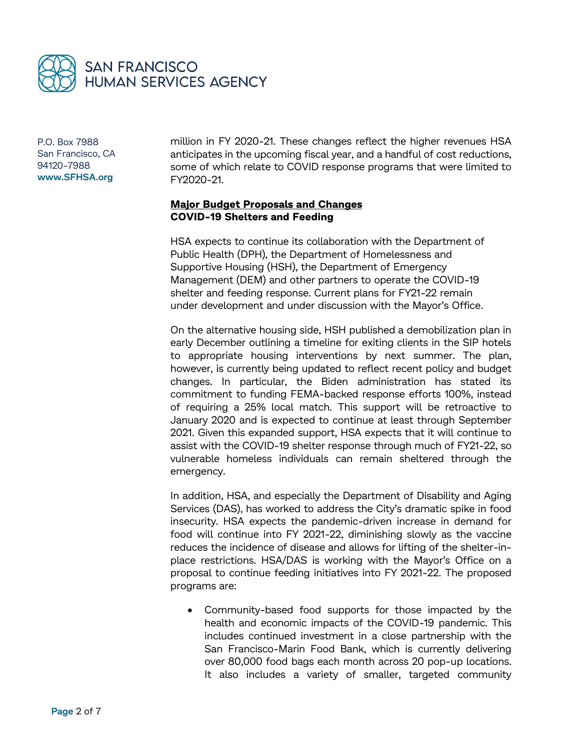million in FY 2020-21. These changes reflect the higher revenues HSA anticipates in the upcoming fiscal year, and a handful of cost reductions, some of which relate to COVID response programs that were limited to FY2020-21.

**Major Budget Proposals and Changes**

**COVID-19 Shelters and Feeding**

HSA expects to continue its collaboration with the Department of Public Health (DPH), the Department of Homelessness and Supportive Housing (HSH), the Department of Emergency Management (DEM) and other partners to operate the COVID-19 shelter and feeding response. Current plans for FY21-22 remain under development and under discussion with the Mayor's Office.

On the alternative housing side, HSH published a demobilization plan in early December outlining a timeline for exiting clients in the SIP hotels to appropriate housing interventions by next summer. The plan, however, is currently being updated to reflect recent policy and budget changes. In particular, the Biden administration has stated its commitment to funding FEMA-backed response efforts 100%, instead of requiring a 25% local match. This support will be retroactive to January 2020 and is expected to continue at least through September 2021. Given this expanded support, HSA expects that it will continue to assist with the COVID-19 shelter response through much of FY21-22, so vulnerable homeless individuals can remain sheltered through the emergency.

In addition, HSA, and especially the Department of Disability and Aging Services (DAS), has worked to address the City's dramatic spike in food insecurity. HSA expects the pandemic-driven increase in demand for food will continue into FY 2021-22, diminishing slowly as the vaccine reduces the incidence of disease and allows for lifting of the shelter-in-place restrictions. HSA/DAS is working with the Mayor's Office on a proposal to continue feeding initiatives into FY 2021-22. The proposed programs are:

- Community-based food supports for those impacted by the health and economic impacts of the COVID-19 pandemic. This includes continued investment in a close partnership with the San Francisco-Marin Food Bank, which is currently delivering over 80,000 food bags each month across 20 pop-up locations. It also includes a variety of smaller, targeted community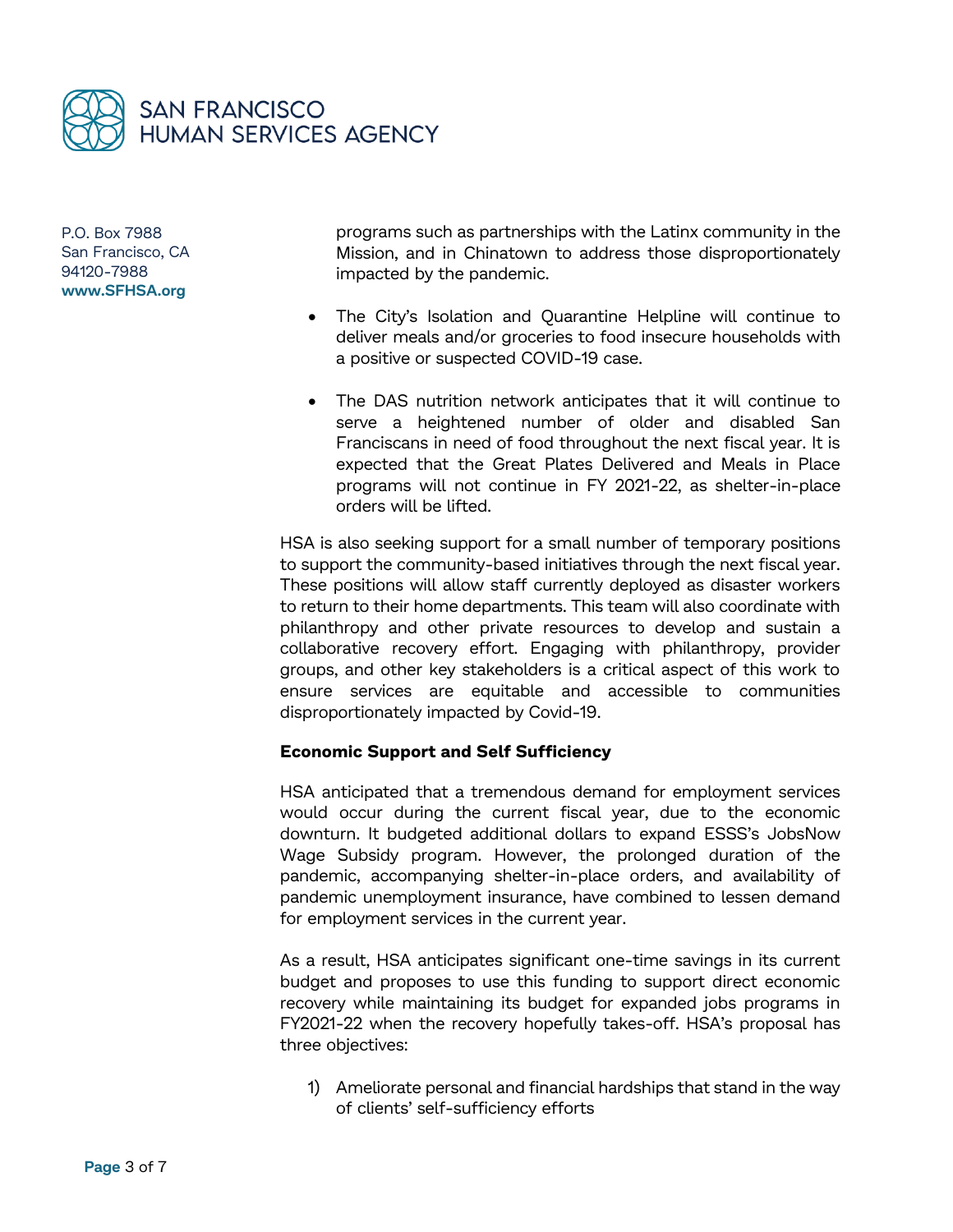programs such as partnerships with the Latinx community in the Mission, and in Chinatown to address those disproportionately impacted by the pandemic.

- The City's Isolation and Quarantine Helpline will continue to deliver meals and/or groceries to food insecure households with a positive or suspected COVID-19 case.

- The DAS nutrition network anticipates that it will continue to serve a heightened number of older and disabled San Franciscans in need of food throughout the next fiscal year. It is expected that the Great Plates Delivered and Meals in Place programs will not continue in FY 2021-22, as shelter-in-place orders will be lifted.

HSA is also seeking support for a small number of temporary positions to support the community-based initiatives through the next fiscal year. These positions will allow staff currently deployed as disaster workers to return to their home departments. This team will also coordinate with philanthropy and other private resources to develop and sustain a collaborative recovery effort. Engaging with philanthropy, provider groups, and other key stakeholders is a critical aspect of this work to ensure services are equitable and accessible to communities disproportionately impacted by Covid-19.

**Economic Support and Self Sufficiency**

HSA anticipated that a tremendous demand for employment services would occur during the current fiscal year, due to the economic downturn. It budgeted additional dollars to expand ESSS's JobsNow Wage Subsidy program. However, the prolonged duration of the pandemic, accompanying shelter-in-place orders, and availability of pandemic unemployment insurance, have combined to lessen demand for employment services in the current year.

As a result, HSA anticipates significant one-time savings in its current budget and proposes to use this funding to support direct economic recovery while maintaining its budget for expanded jobs programs in FY2021-22 when the recovery hopefully takes-off. HSA's proposal has three objectives:

1) Ameliorate personal and financial hardships that stand in the way of clients' self-sufficiency efforts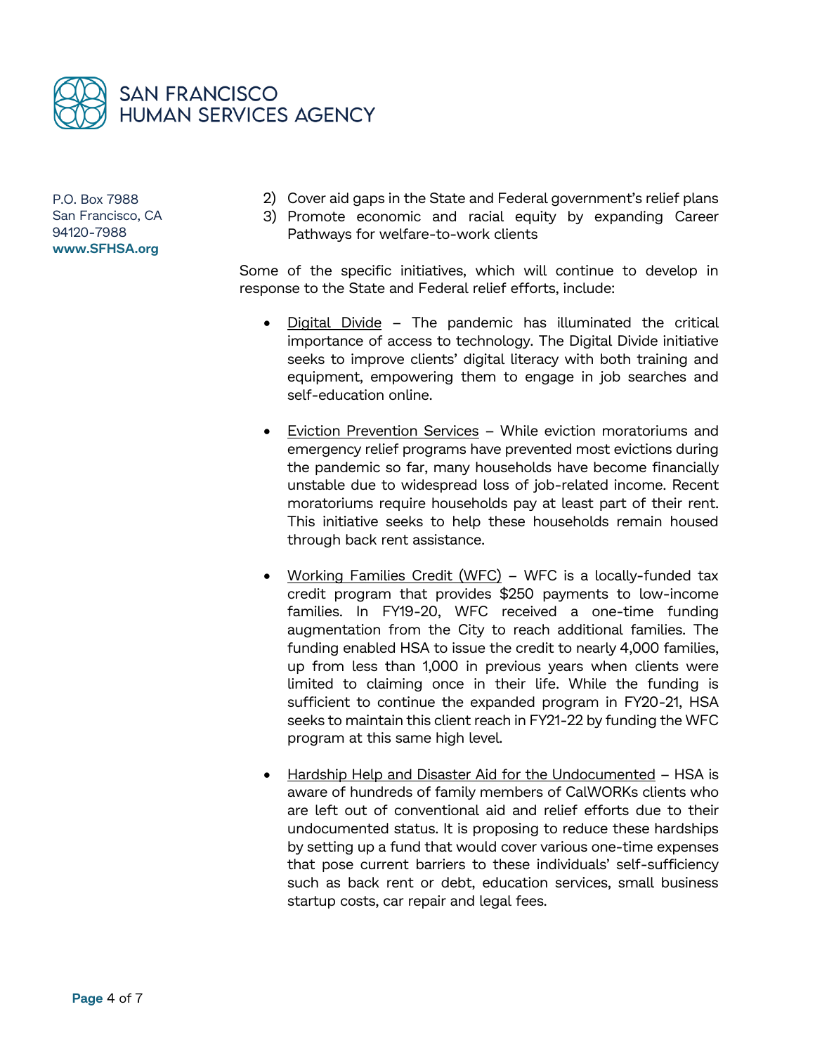2) Cover aid gaps in the State and Federal government's relief plans
3) Promote economic and racial equity by expanding Career Pathways for welfare-to-work clients

Some of the specific initiatives, which will continue to develop in response to the State and Federal relief efforts, include:

- Digital Divide – The pandemic has illuminated the critical importance of access to technology. The Digital Divide initiative seeks to improve clients' digital literacy with both training and equipment, empowering them to engage in job searches and self-education online.

- Eviction Prevention Services – While eviction moratoriums and emergency relief programs have prevented most evictions during the pandemic so far, many households have become financially unstable due to widespread loss of job-related income. Recent moratoriums require households pay at least part of their rent. This initiative seeks to help these households remain housed through back rent assistance.

- Working Families Credit (WFC) – WFC is a locally-funded tax credit program that provides $250 payments to low-income families. In FY19-20, WFC received a one-time funding augmentation from the City to reach additional families. The funding enabled HSA to issue the credit to nearly 4,000 families, up from less than 1,000 in previous years when clients were limited to claiming once in their life. While the funding is sufficient to continue the expanded program in FY20-21, HSA seeks to maintain this client reach in FY21-22 by funding the WFC program at this same high level.

- Hardship Help and Disaster Aid for the Undocumented – HSA is aware of hundreds of family members of CalWORKs clients who are left out of conventional aid and relief efforts due to their undocumented status. It is proposing to reduce these hardships by setting up a fund that would cover various one-time expenses that pose current barriers to these individuals' self-sufficiency such as back rent or debt, education services, small business startup costs, car repair and legal fees.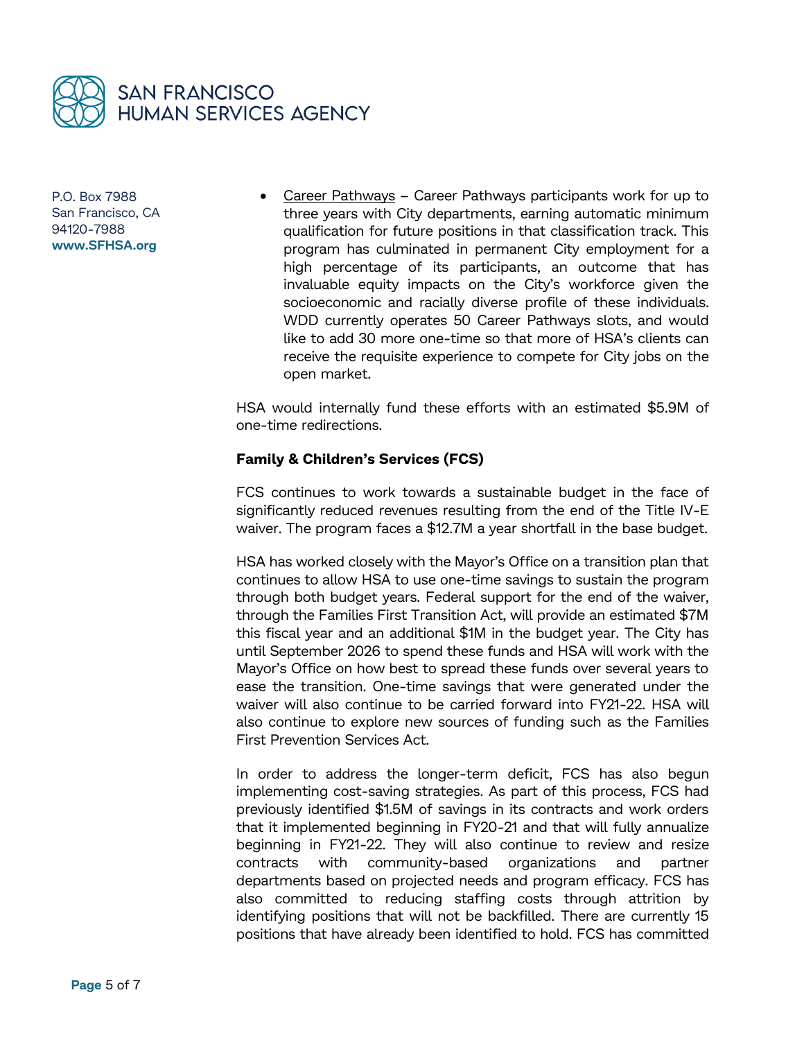- Career Pathways – Career Pathways participants work for up to three years with City departments, earning automatic minimum qualification for future positions in that classification track. This program has culminated in permanent City employment for a high percentage of its participants, an outcome that has invaluable equity impacts on the City's workforce given the socioeconomic and racially diverse profile of these individuals. WDD currently operates 50 Career Pathways slots, and would like to add 30 more one-time so that more of HSA's clients can receive the requisite experience to compete for City jobs on the open market.

HSA would internally fund these efforts with an estimated $5.9M of one-time redirections.

**Family & Children's Services (FCS)**

FCS continues to work towards a sustainable budget in the face of significantly reduced revenues resulting from the end of the Title IV-E waiver. The program faces a $12.7M a year shortfall in the base budget.

HSA has worked closely with the Mayor's Office on a transition plan that continues to allow HSA to use one-time savings to sustain the program through both budget years. Federal support for the end of the waiver, through the Families First Transition Act, will provide an estimated $7M this fiscal year and an additional $1M in the budget year. The City has until September 2026 to spend these funds and HSA will work with the Mayor's Office on how best to spread these funds over several years to ease the transition. One-time savings that were generated under the waiver will also continue to be carried forward into FY21-22. HSA will also continue to explore new sources of funding such as the Families First Prevention Services Act.

In order to address the longer-term deficit, FCS has also begun implementing cost-saving strategies. As part of this process, FCS had previously identified $1.5M of savings in its contracts and work orders that it implemented beginning in FY20-21 and that will fully annualize beginning in FY21-22. They will also continue to review and resize contracts with community-based organizations and partner departments based on projected needs and program efficacy. FCS has also committed to reducing staffing costs through attrition by identifying positions that will not be backfilled. There are currently 15 positions that have already been identified to hold. FCS has committed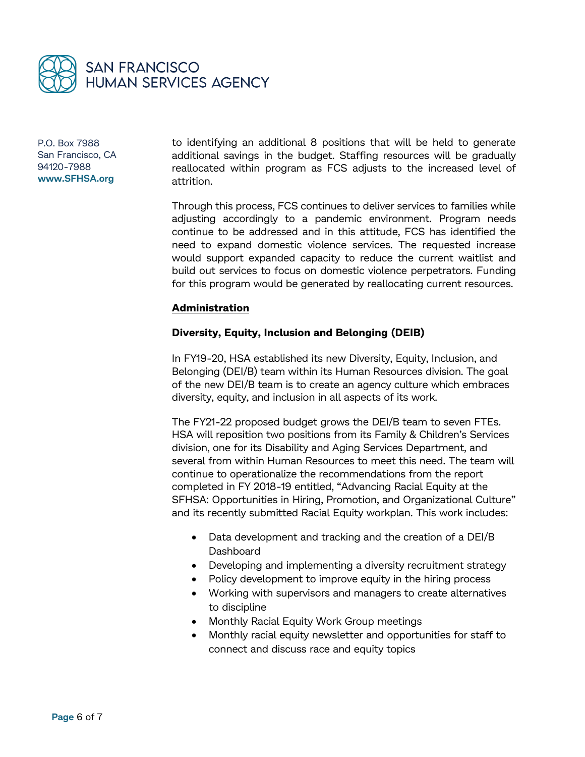to identifying an additional 8 positions that will be held to generate additional savings in the budget. Staffing resources will be gradually reallocated within program as FCS adjusts to the increased level of attrition.

Through this process, FCS continues to deliver services to families while adjusting accordingly to a pandemic environment. Program needs continue to be addressed and in this attitude, FCS has identified the need to expand domestic violence services. The requested increase would support expanded capacity to reduce the current waitlist and build out services to focus on domestic violence perpetrators. Funding for this program would be generated by reallocating current resources.

## Administration

### Diversity, Equity, Inclusion and Belonging (DEIB)

In FY19-20, HSA established its new Diversity, Equity, Inclusion, and Belonging (DEI/B) team within its Human Resources division. The goal of the new DEI/B team is to create an agency culture which embraces diversity, equity, and inclusion in all aspects of its work.

The FY21-22 proposed budget grows the DEI/B team to seven FTEs. HSA will reposition two positions from its Family & Children's Services division, one for its Disability and Aging Services Department, and several from within Human Resources to meet this need. The team will continue to operationalize the recommendations from the report completed in FY 2018-19 entitled, "Advancing Racial Equity at the SFHSA: Opportunities in Hiring, Promotion, and Organizational Culture" and its recently submitted Racial Equity workplan. This work includes:

- Data development and tracking and the creation of a DEI/B Dashboard
- Developing and implementing a diversity recruitment strategy
- Policy development to improve equity in the hiring process
- Working with supervisors and managers to create alternatives to discipline
- Monthly Racial Equity Work Group meetings
- Monthly racial equity newsletter and opportunities for staff to connect and discuss race and equity topics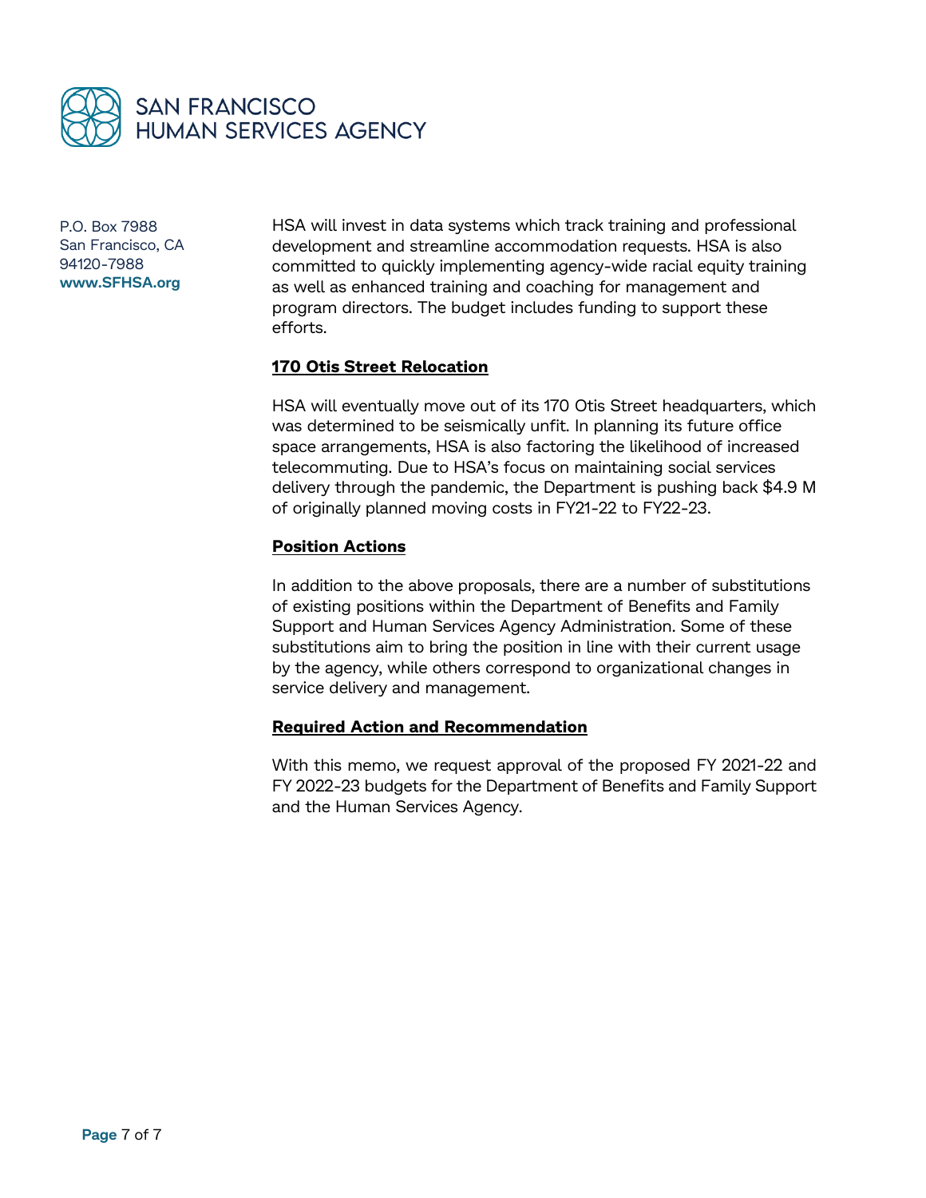HSA will invest in data systems which track training and professional development and streamline accommodation requests. HSA is also committed to quickly implementing agency-wide racial equity training as well as enhanced training and coaching for management and program directors. The budget includes funding to support these efforts.

**170 Otis Street Relocation**

HSA will eventually move out of its 170 Otis Street headquarters, which was determined to be seismically unfit. In planning its future office space arrangements, HSA is also factoring the likelihood of increased telecommuting. Due to HSA's focus on maintaining social services delivery through the pandemic, the Department is pushing back $4.9 M of originally planned moving costs in FY21-22 to FY22-23.

**Position Actions**

In addition to the above proposals, there are a number of substitutions of existing positions within the Department of Benefits and Family Support and Human Services Agency Administration. Some of these substitutions aim to bring the position in line with their current usage by the agency, while others correspond to organizational changes in service delivery and management.

**Required Action and Recommendation**

With this memo, we request approval of the proposed FY 2021-22 and FY 2022-23 budgets for the Department of Benefits and Family Support and the Human Services Agency.